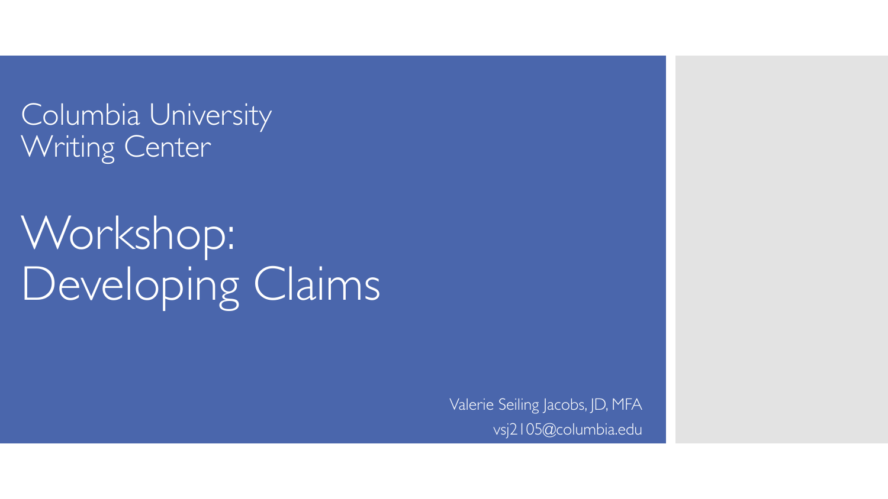Columbia University
Writing Center

# Workshop: Developing Claims

Valerie Seiling Jacobs, JD, MFA
vsj2105@columbia.edu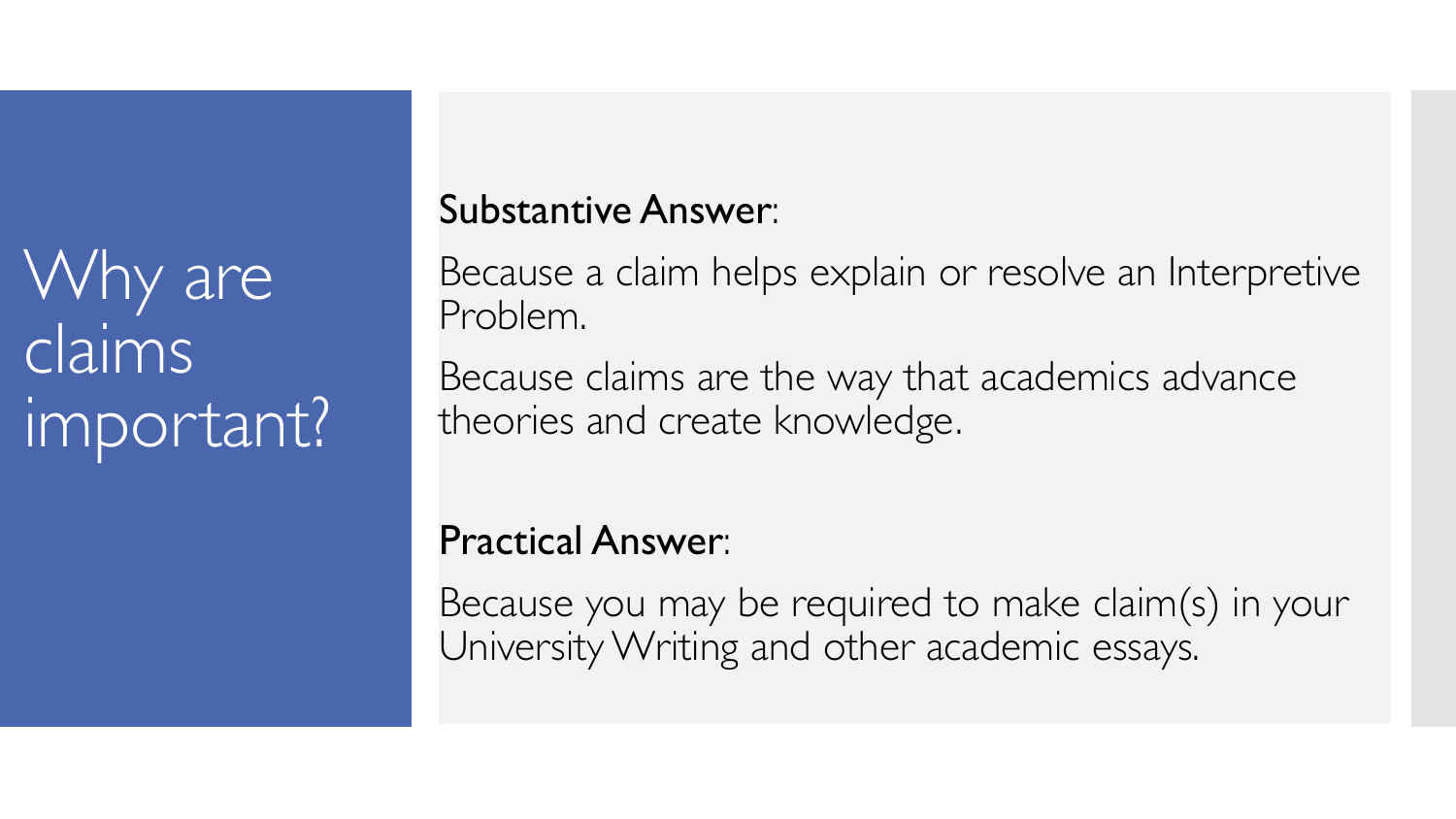# Why are claims important?

**Substantive Answer**:

Because a claim helps explain or resolve an Interpretive Problem.

Because claims are the way that academics advance theories and create knowledge.

**Practical Answer**:

Because you may be required to make claim(s) in your University Writing and other academic essays.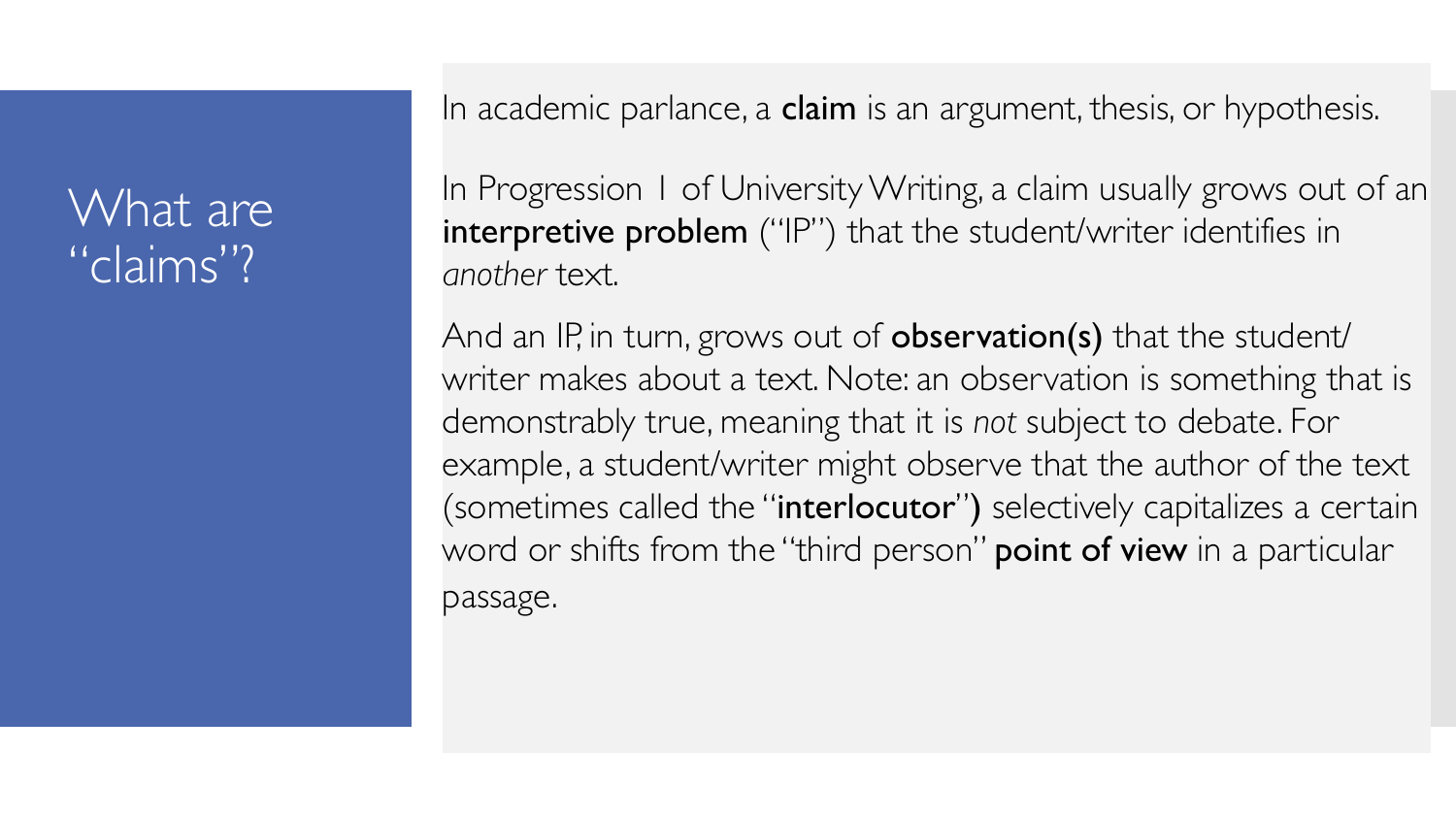# What are "claims"?

In academic parlance, a **claim** is an argument, thesis, or hypothesis.

In Progression 1 of University Writing, a claim usually grows out of an **interpretive problem** ("IP") that the student/writer identifies in *another* text.

And an IP, in turn, grows out of **observation(s)** that the student/writer makes about a text. Note: an observation is something that is demonstrably true, meaning that it is *not* subject to debate. For example, a student/writer might observe that the author of the text (sometimes called the "**interlocutor**") selectively capitalizes a certain word or shifts from the "third person" **point of view** in a particular passage.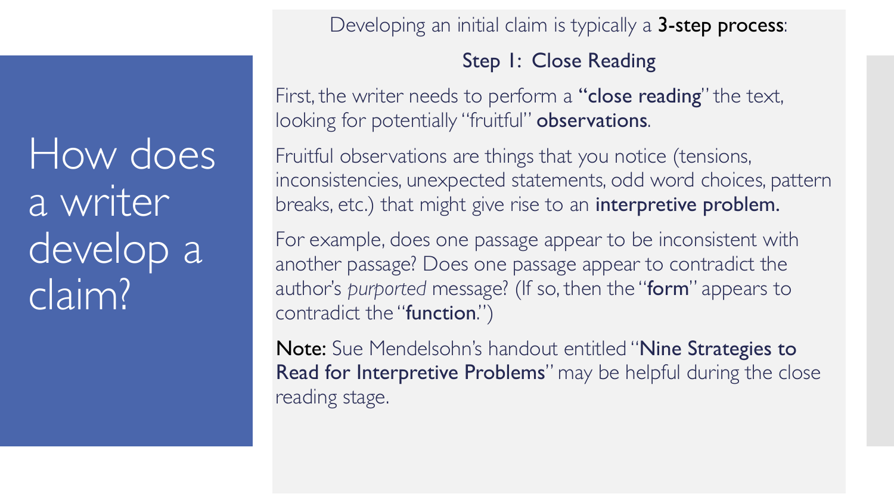# How does a writer develop a claim?

Developing an initial claim is typically a **3-step process**:

## Step 1: Close Reading

First, the writer needs to perform a **"close reading**" the text, looking for potentially "fruitful" **observations**.

Fruitful observations are things that you notice (tensions, inconsistencies, unexpected statements, odd word choices, pattern breaks, etc.) that might give rise to an **interpretive problem.**

For example, does one passage appear to be inconsistent with another passage? Does one passage appear to contradict the author's *purported* message? (If so, then the "**form**" appears to contradict the "**function**.")

**Note:** Sue Mendelsohn's handout entitled "**Nine Strategies to Read for Interpretive Problems**" may be helpful during the close reading stage.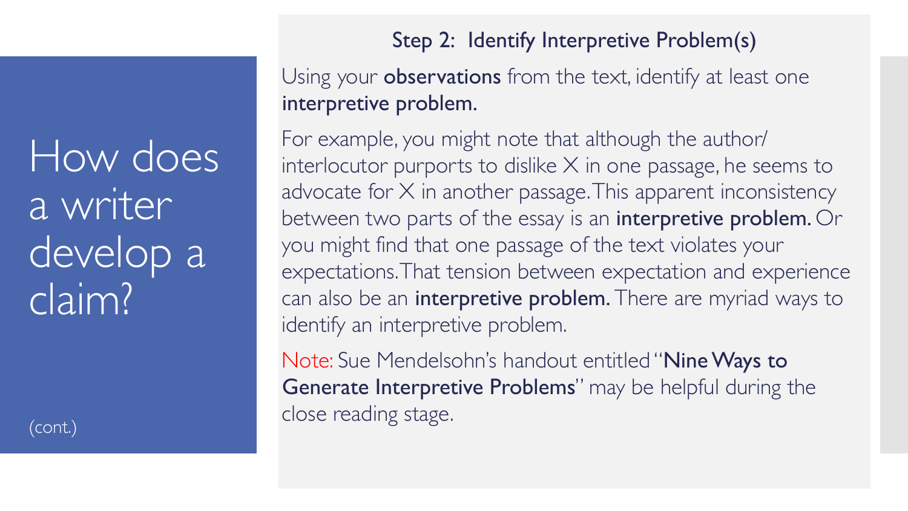# How does a writer develop a claim?

(cont.)

## Step 2: Identify Interpretive Problem(s)

Using your **observations** from the text, identify at least one **interpretive problem.**

For example, you might note that although the author/interlocutor purports to dislike X in one passage, he seems to advocate for X in another passage. This apparent inconsistency between two parts of the essay is an **interpretive problem.** Or you might find that one passage of the text violates your expectations. That tension between expectation and experience can also be an **interpretive problem.** There are myriad ways to identify an interpretive problem.

Note: Sue Mendelsohn's handout entitled "**Nine Ways to Generate Interpretive Problems**" may be helpful during the close reading stage.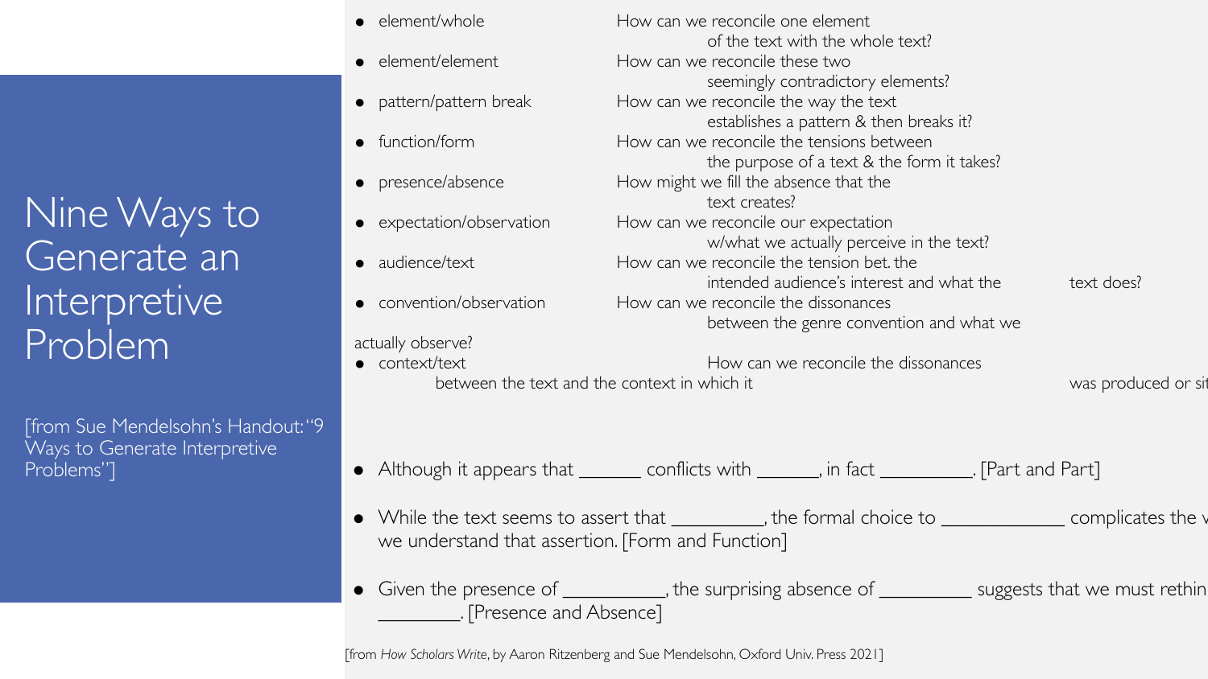# Nine Ways to Generate an Interpretive Problem

[from Sue Mendelsohn's Handout: "9 Ways to Generate Interpretive Problems"]

- element/whole — How can we reconcile one element of the text with the whole text?
- element/element — How can we reconcile these two seemingly contradictory elements?
- pattern/pattern break — How can we reconcile the way the text establishes a pattern & then breaks it?
- function/form — How can we reconcile the tensions between the purpose of a text & the form it takes?
- presence/absence — How might we fill the absence that the text creates?
- expectation/observation — How can we reconcile our expectation w/what we actually perceive in the text?
- audience/text — How can we reconcile the tension bet. the intended audience's interest and what the text does?
- convention/observation — How can we reconcile the dissonances between the genre convention and what we actually observe?
- context/text — How can we reconcile the dissonances between the text and the context in which it was produced or sit

- Although it appears that ______ conflicts with ______, in fact _________. [Part and Part]
- While the text seems to assert that _________, the formal choice to ____________ complicates the w we understand that assertion. [Form and Function]
- Given the presence of __________, the surprising absence of _________ suggests that we must rethin ________. [Presence and Absence]

[from *How Scholars Write*, by Aaron Ritzenberg and Sue Mendelsohn, Oxford Univ. Press 2021]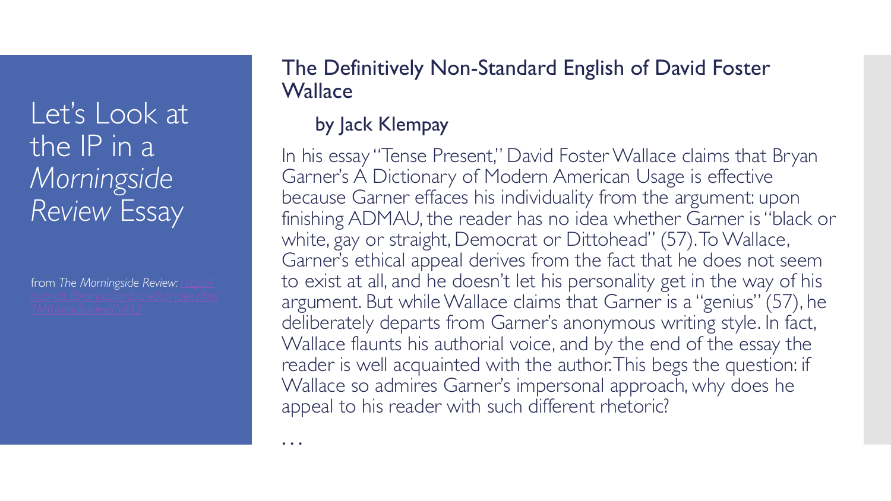# Let's Look at the IP in a *Morningside Review* Essay

from *The Morningside Review:* https://journals.library.columbia.edu/index.php/TMR/article/view/5442

## The Definitively Non-Standard English of David Foster Wallace

### by Jack Klempay

In his essay "Tense Present," David Foster Wallace claims that Bryan Garner's A Dictionary of Modern American Usage is effective because Garner effaces his individuality from the argument: upon finishing ADMAU, the reader has no idea whether Garner is "black or white, gay or straight, Democrat or Dittohead" (57). To Wallace, Garner's ethical appeal derives from the fact that he does not seem to exist at all, and he doesn't let his personality get in the way of his argument. But while Wallace claims that Garner is a "genius" (57), he deliberately departs from Garner's anonymous writing style. In fact, Wallace flaunts his authorial voice, and by the end of the essay the reader is well acquainted with the author. This begs the question: if Wallace so admires Garner's impersonal approach, why does he appeal to his reader with such different rhetoric?

…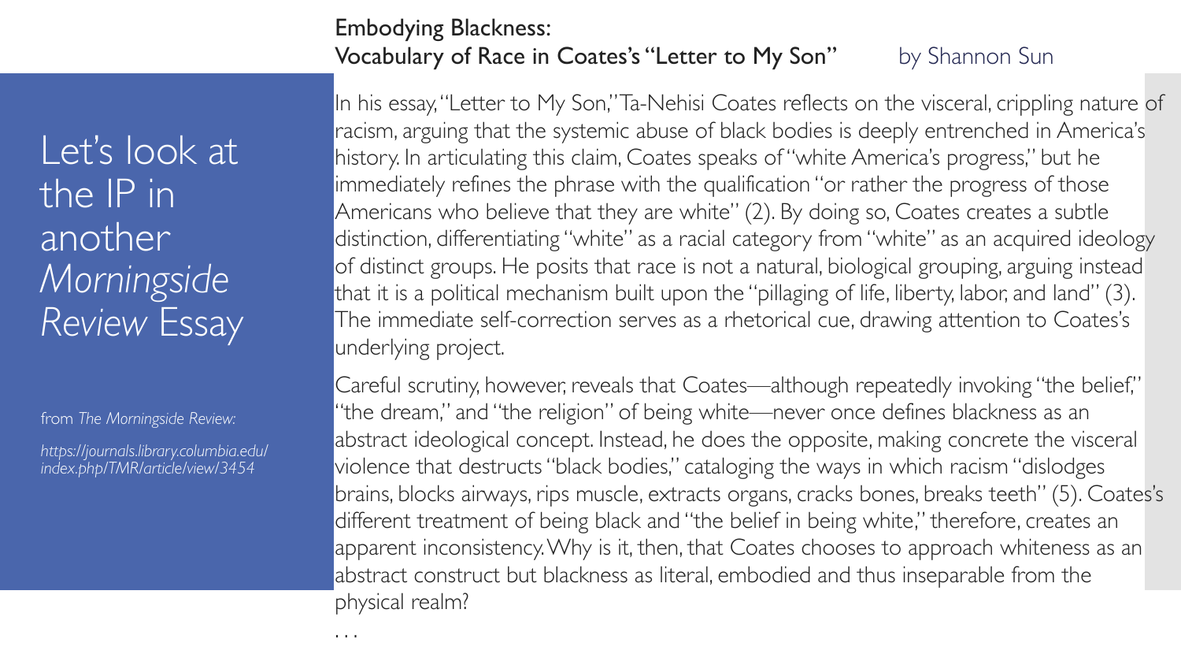# Let's look at the IP in another *Morningside Review* Essay

from *The Morningside Review:*

*https://journals.library.columbia.edu/index.php/TMR/article/view/3454*

## Embodying Blackness: Vocabulary of Race in Coates's "Letter to My Son"

by Shannon Sun

In his essay, "Letter to My Son," Ta-Nehisi Coates reflects on the visceral, crippling nature of racism, arguing that the systemic abuse of black bodies is deeply entrenched in America's history. In articulating this claim, Coates speaks of "white America's progress," but he immediately refines the phrase with the qualification "or rather the progress of those Americans who believe that they are white" (2). By doing so, Coates creates a subtle distinction, differentiating "white" as a racial category from "white" as an acquired ideology of distinct groups. He posits that race is not a natural, biological grouping, arguing instead that it is a political mechanism built upon the "pillaging of life, liberty, labor, and land" (3). The immediate self-correction serves as a rhetorical cue, drawing attention to Coates's underlying project.

Careful scrutiny, however, reveals that Coates—although repeatedly invoking "the belief," "the dream," and "the religion" of being white—never once defines blackness as an abstract ideological concept. Instead, he does the opposite, making concrete the visceral violence that destructs "black bodies," cataloging the ways in which racism "dislodges brains, blocks airways, rips muscle, extracts organs, cracks bones, breaks teeth" (5). Coates's different treatment of being black and "the belief in being white," therefore, creates an apparent inconsistency. Why is it, then, that Coates chooses to approach whiteness as an abstract construct but blackness as literal, embodied and thus inseparable from the physical realm?

. . .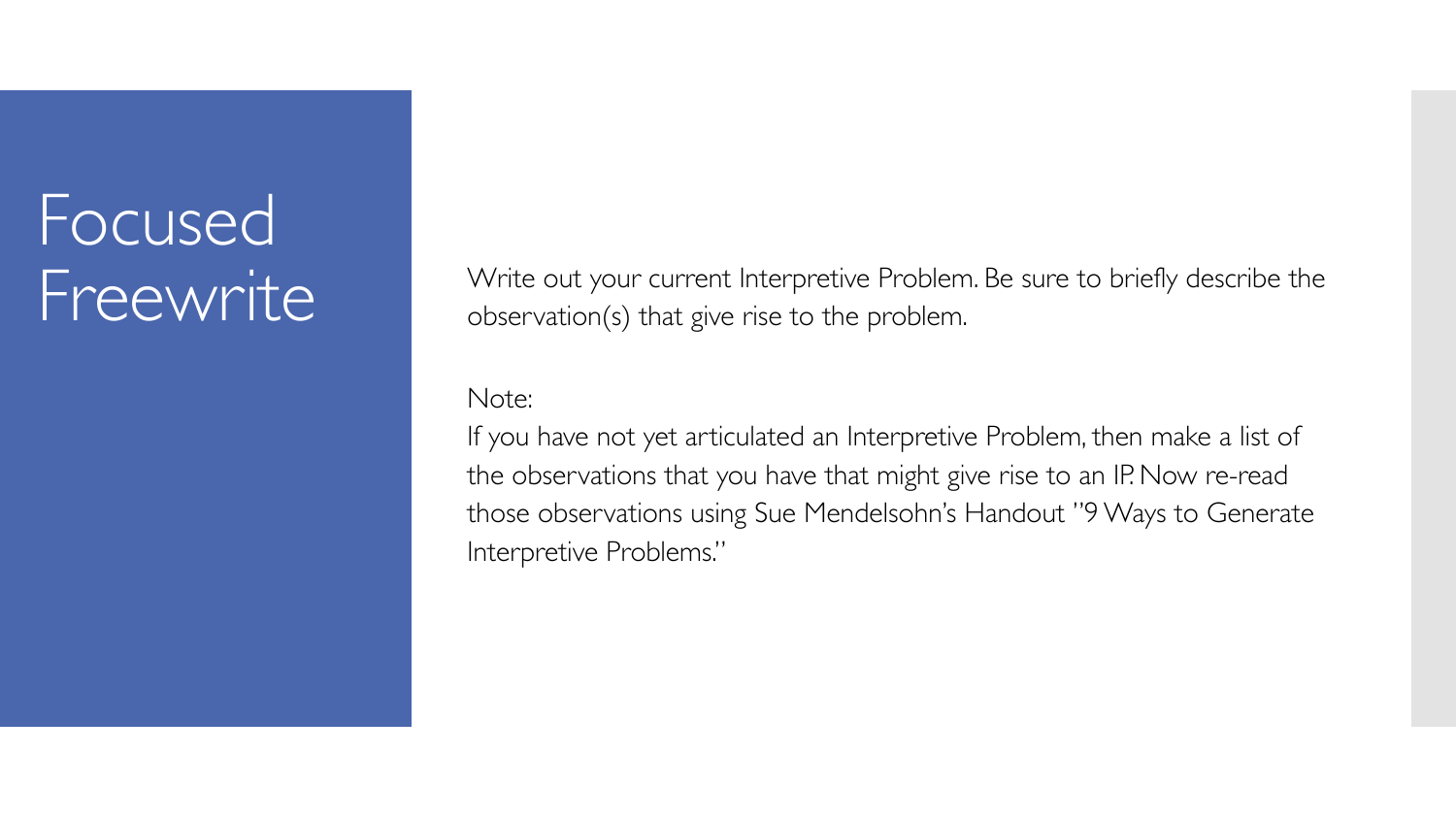# Focused Freewrite

Write out your current Interpretive Problem. Be sure to briefly describe the observation(s) that give rise to the problem.

Note:

If you have not yet articulated an Interpretive Problem, then make a list of the observations that you have that might give rise to an IP. Now re-read those observations using Sue Mendelsohn's Handout "9 Ways to Generate Interpretive Problems."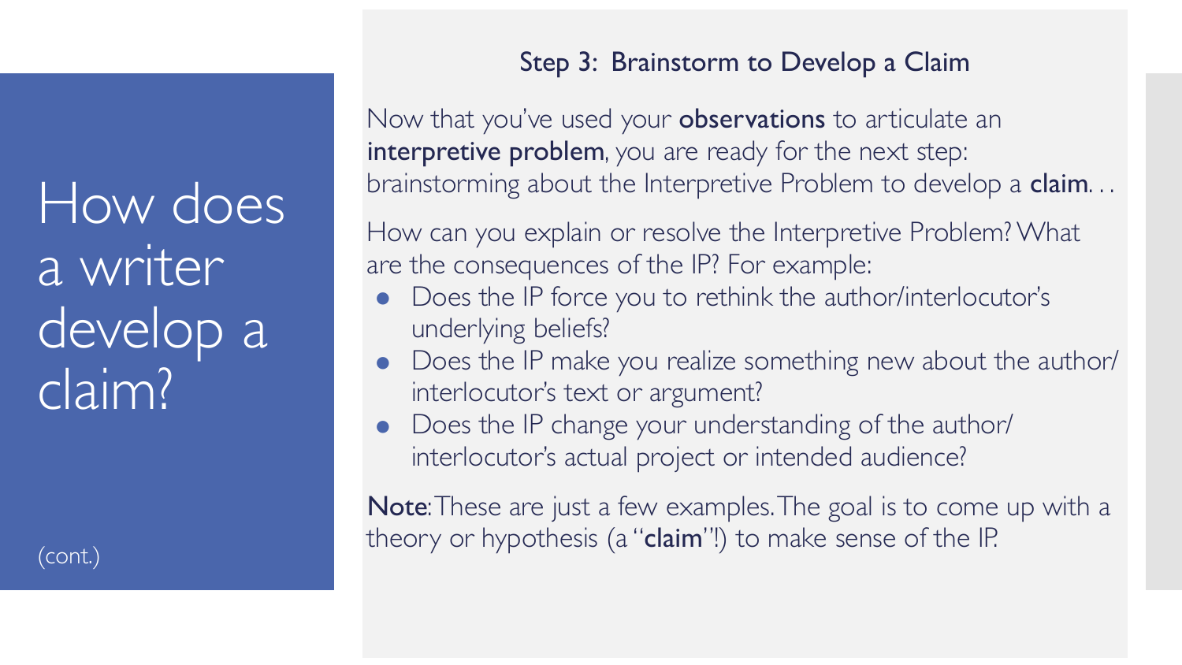# How does a writer develop a claim?

(cont.)

## Step 3: Brainstorm to Develop a Claim

Now that you've used your **observations** to articulate an **interpretive problem**, you are ready for the next step: brainstorming about the Interpretive Problem to develop a **claim**…

How can you explain or resolve the Interpretive Problem? What are the consequences of the IP? For example:

- Does the IP force you to rethink the author/interlocutor's underlying beliefs?
- Does the IP make you realize something new about the author/interlocutor's text or argument?
- Does the IP change your understanding of the author/interlocutor's actual project or intended audience?

**Note**: These are just a few examples. The goal is to come up with a theory or hypothesis (a "**claim**"!) to make sense of the IP.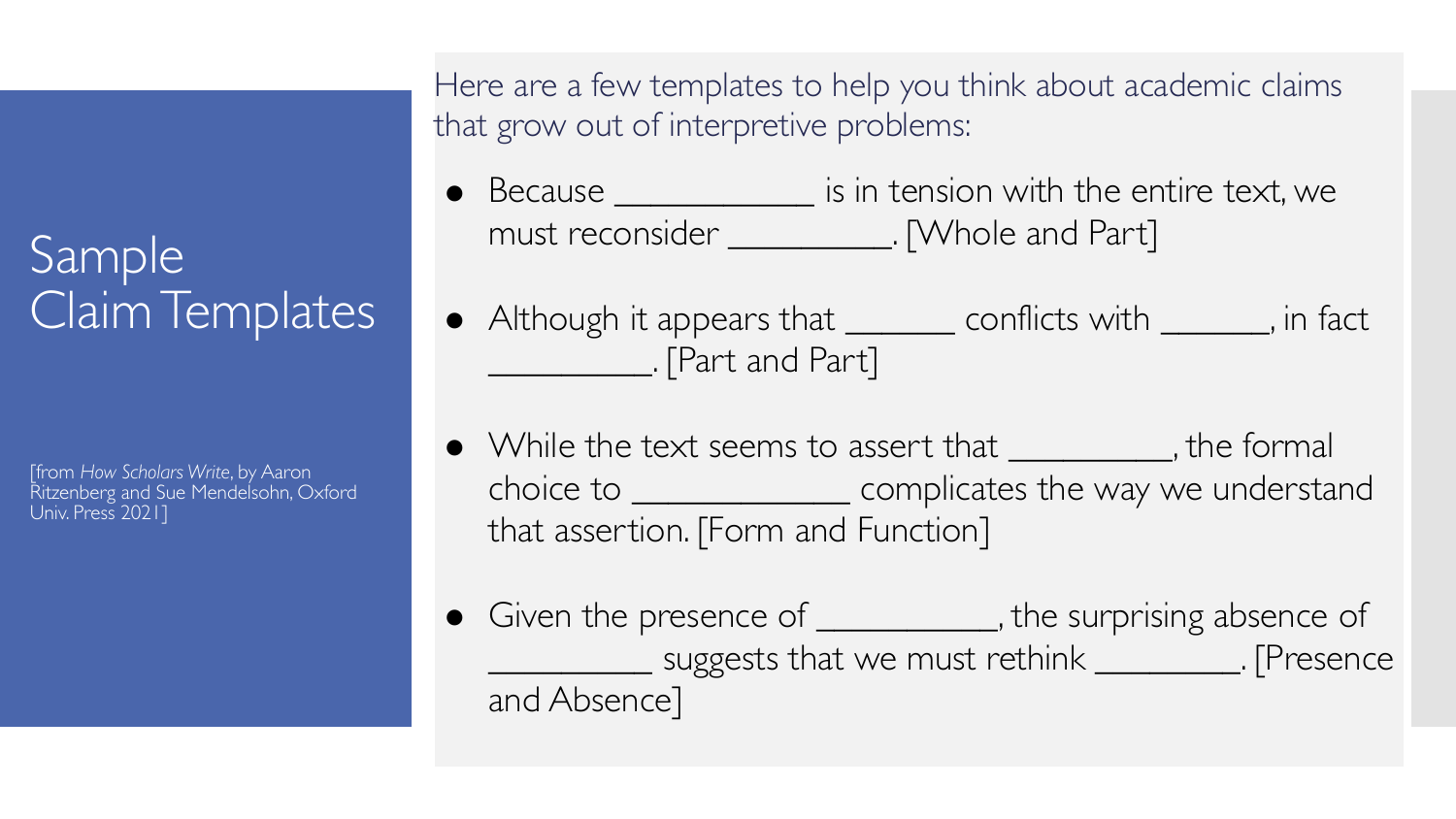# Sample Claim Templates

[from *How Scholars Write*, by Aaron Ritzenberg and Sue Mendelsohn, Oxford Univ. Press 2021]

Here are a few templates to help you think about academic claims that grow out of interpretive problems:

- Because ___________ is in tension with the entire text, we must reconsider _________. [Whole and Part]
- Although it appears that ______ conflicts with ______, in fact _________. [Part and Part]
- While the text seems to assert that _________, the formal choice to ____________ complicates the way we understand that assertion. [Form and Function]
- Given the presence of __________, the surprising absence of _________ suggests that we must rethink ________. [Presence and Absence]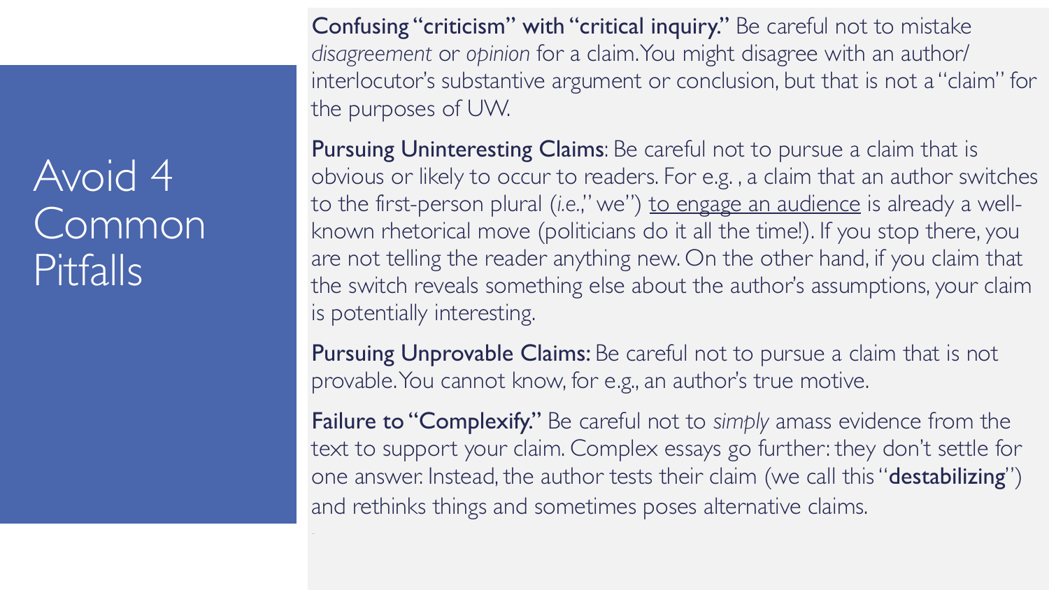# Avoid 4 Common Pitfalls

**Confusing "criticism" with "critical inquiry."** Be careful not to mistake *disagreement* or *opinion* for a claim. You might disagree with an author/interlocutor's substantive argument or conclusion, but that is not a "claim" for the purposes of UW.

**Pursuing Uninteresting Claims**: Be careful not to pursue a claim that is obvious or likely to occur to readers. For e.g. , a claim that an author switches to the first-person plural (*i.e.*," we") <u>to engage an audience</u> is already a well-known rhetorical move (politicians do it all the time!). If you stop there, you are not telling the reader anything new. On the other hand, if you claim that the switch reveals something else about the author's assumptions, your claim is potentially interesting.

**Pursuing Unprovable Claims:** Be careful not to pursue a claim that is not provable. You cannot know, for e.g., an author's true motive.

**Failure to "Complexify."** Be careful not to *simply* amass evidence from the text to support your claim. Complex essays go further: they don't settle for one answer. Instead, the author tests their claim (we call this "**destabilizing**") and rethinks things and sometimes poses alternative claims.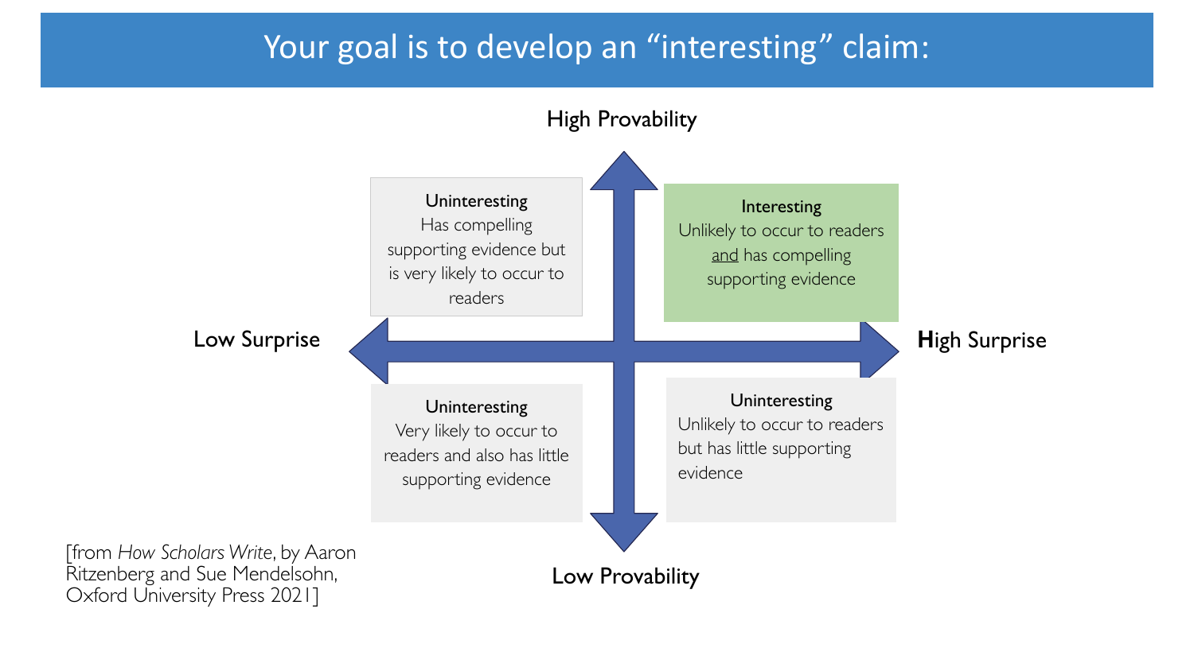# Your goal is to develop an "interesting" claim:

**High Provability**

**Uninteresting**
Has compelling supporting evidence but is very likely to occur to readers

**Interesting**
Unlikely to occur to readers and has compelling supporting evidence

**Low Surprise**

**High Surprise**

**Uninteresting**
Very likely to occur to readers and also has little supporting evidence

**Uninteresting**
Unlikely to occur to readers but has little supporting evidence

**Low Provability**

[from *How Scholars Write*, by Aaron Ritzenberg and Sue Mendelsohn, Oxford University Press 2021]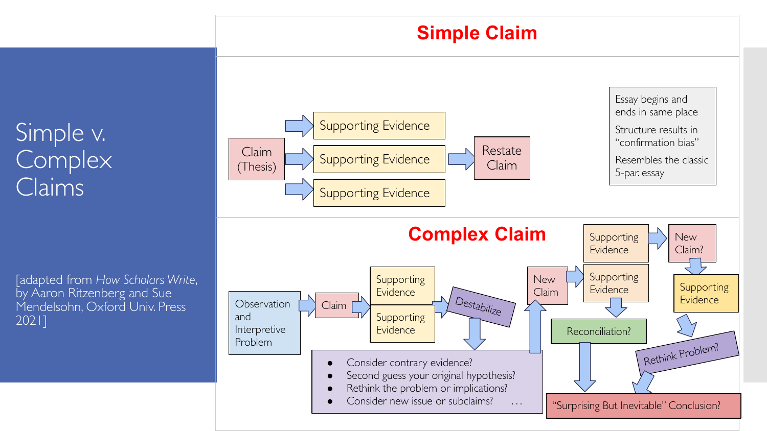# Simple v. Complex Claims

[adapted from *How Scholars Write*, by Aaron Ritzenberg and Sue Mendelsohn, Oxford Univ. Press 2021]

## Simple Claim

Claim (Thesis) → Supporting Evidence / Supporting Evidence / Supporting Evidence → Restate Claim

- Essay begins and ends in same place
- Structure results in "confirmation bias"
- Resembles the classic 5-par. essay

## Complex Claim

Observation and Interpretive Problem → Claim → Supporting Evidence / Supporting Evidence → Destabilize

- Consider contrary evidence?
- Second guess your original hypothesis?
- Rethink the problem or implications?
- Consider new issue or subclaims? . . .

New Claim → Supporting Evidence / Supporting Evidence → Reconciliation? → "Surprising But Inevitable" Conclusion?

Supporting Evidence → New Claim? → Supporting Evidence → Rethink Problem? → "Surprising But Inevitable" Conclusion?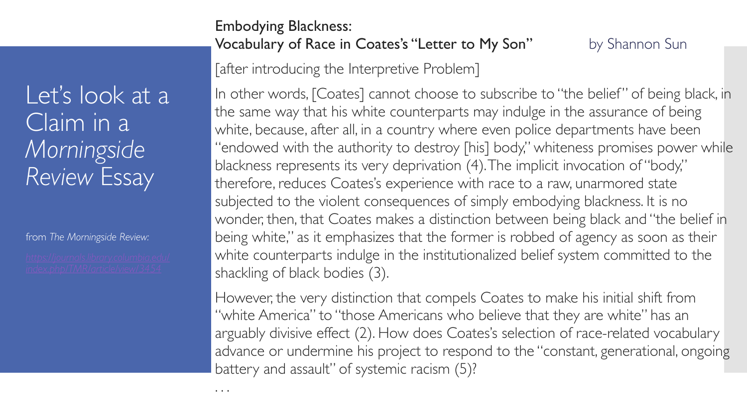# Let's look at a Claim in a *Morningside Review* Essay

from *The Morningside Review:*

https://journals.library.columbia.edu/index.php/TMR/article/view/3454

## Embodying Blackness: Vocabulary of Race in Coates's "Letter to My Son"

by Shannon Sun

[after introducing the Interpretive Problem]

In other words, [Coates] cannot choose to subscribe to "the belief" of being black, in the same way that his white counterparts may indulge in the assurance of being white, because, after all, in a country where even police departments have been "endowed with the authority to destroy [his] body," whiteness promises power while blackness represents its very deprivation (4). The implicit invocation of "body," therefore, reduces Coates's experience with race to a raw, unarmored state subjected to the violent consequences of simply embodying blackness. It is no wonder, then, that Coates makes a distinction between being black and "the belief in being white," as it emphasizes that the former is robbed of agency as soon as their white counterparts indulge in the institutionalized belief system committed to the shackling of black bodies (3).

However, the very distinction that compels Coates to make his initial shift from "white America" to "those Americans who believe that they are white" has an arguably divisive effect (2). How does Coates's selection of race-related vocabulary advance or undermine his project to respond to the "constant, generational, ongoing battery and assault" of systemic racism (5)?

. . .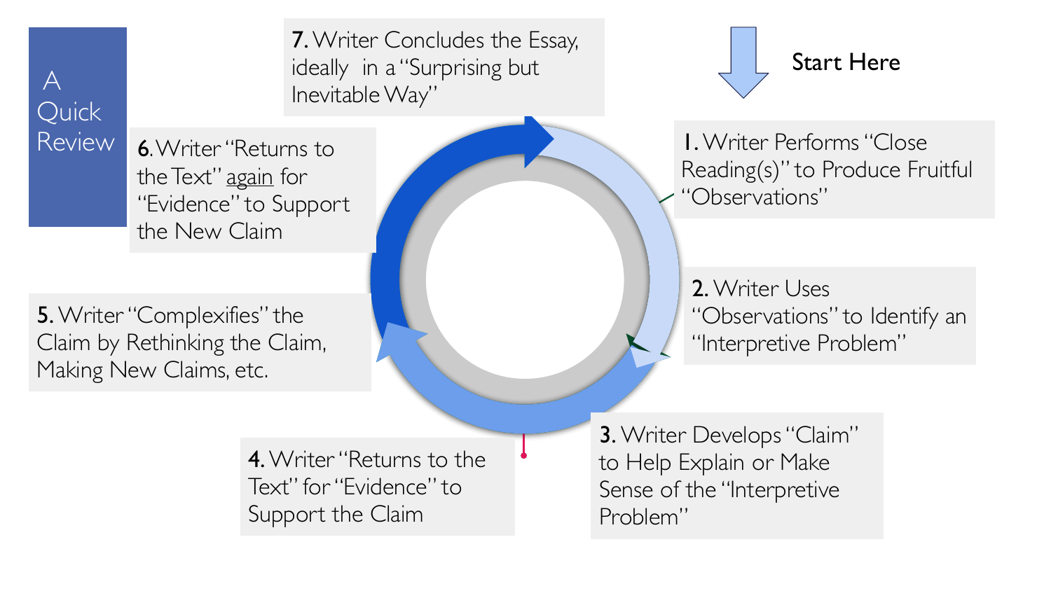# A Quick Review

**Start Here**

**1.** Writer Performs "Close Reading(s)" to Produce Fruitful "Observations"

**2.** Writer Uses "Observations" to Identify an "Interpretive Problem"

**3.** Writer Develops "Claim" to Help Explain or Make Sense of the "Interpretive Problem"

**4.** Writer "Returns to the Text" for "Evidence" to Support the Claim

**5.** Writer "Complexifies" the Claim by Rethinking the Claim, Making New Claims, etc.

**6.** Writer "Returns to the Text" <u>again</u> for "Evidence" to Support the New Claim

**7.** Writer Concludes the Essay, ideally in a "Surprising but Inevitable Way"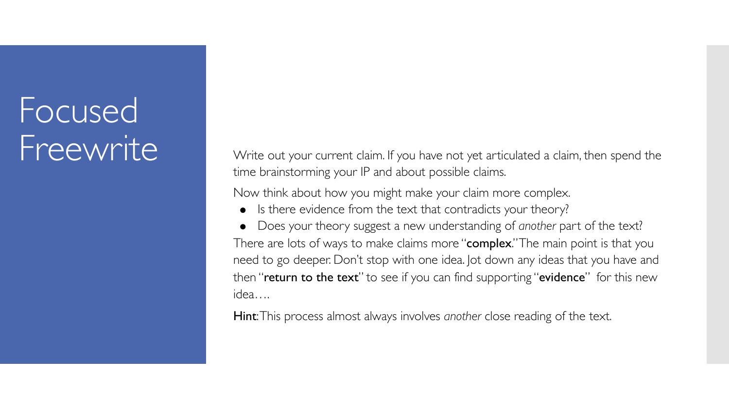# Focused Freewrite

Write out your current claim. If you have not yet articulated a claim, then spend the time brainstorming your IP and about possible claims.

Now think about how you might make your claim more complex.

- Is there evidence from the text that contradicts your theory?
- Does your theory suggest a new understanding of *another* part of the text?

There are lots of ways to make claims more "**complex**." The main point is that you need to go deeper. Don't stop with one idea. Jot down any ideas that you have and then "**return to the text**" to see if you can find supporting "**evidence**" for this new idea….

**Hint**: This process almost always involves *another* close reading of the text.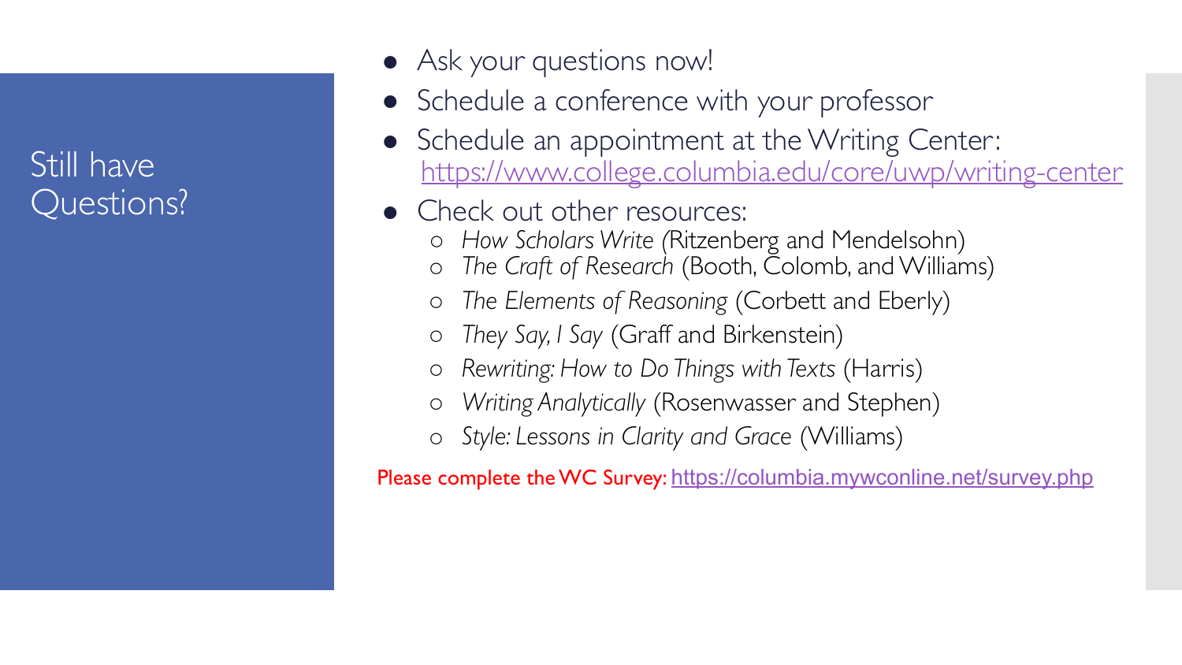# Still have Questions?

- Ask your questions now!
- Schedule a conference with your professor
- Schedule an appointment at the Writing Center: https://www.college.columbia.edu/core/uwp/writing-center
- Check out other resources:
  - *How Scholars Write (*Ritzenberg and Mendelsohn)
  - *The Craft of Research* (Booth, Colomb, and Williams)
  - *The Elements of Reasoning* (Corbett and Eberly)
  - *They Say, I Say* (Graff and Birkenstein)
  - *Rewriting: How to Do Things with Texts* (Harris)
  - *Writing Analytically* (Rosenwasser and Stephen)
  - *Style: Lessons in Clarity and Grace* (Williams)

Please complete the WC Survey: https://columbia.mywconline.net/survey.php